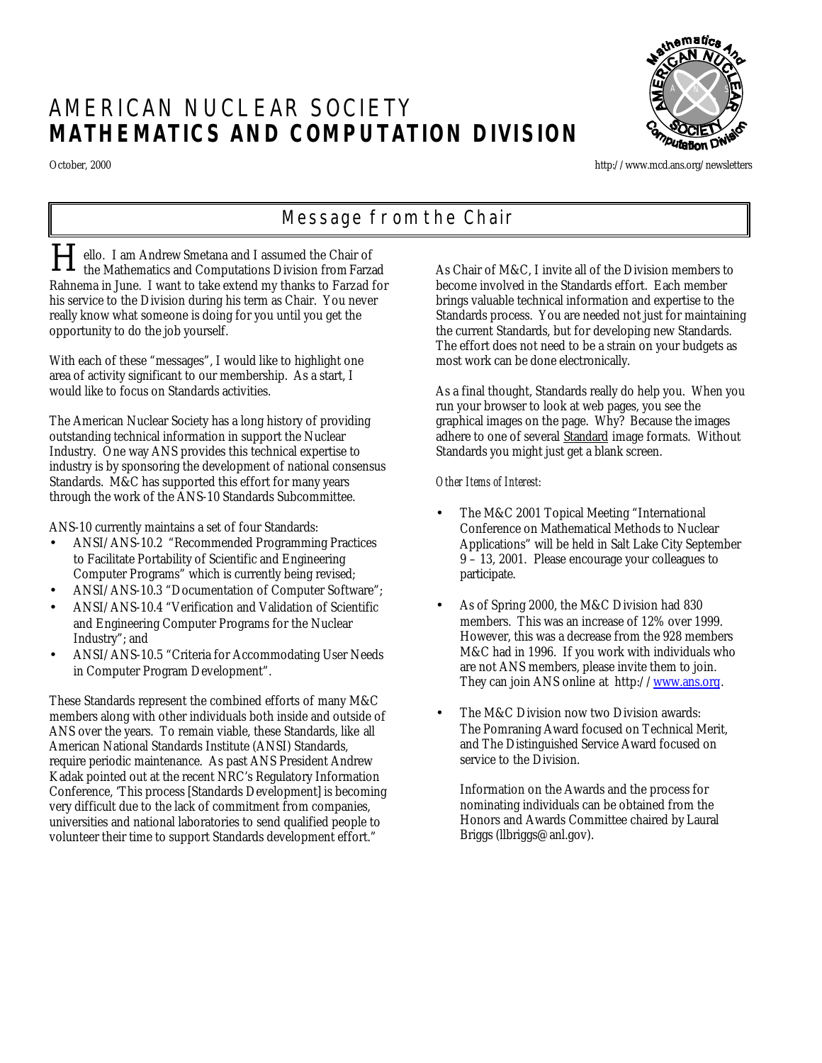# AMERICAN NUCLEAR SOCIETY
# MATHEMATICS AND COMPUTATION DIVISION

October, 2000

http://www.mcd.ans.org/newsletters

## Message from the Chair

Hello. I am Andrew Smetana and I assumed the Chair of the Mathematics and Computations Division from Farzad Rahnema in June. I want to take extend my thanks to Farzad for his service to the Division during his term as Chair. You never really know what someone is doing for you until you get the opportunity to do the job yourself.

With each of these "messages", I would like to highlight one area of activity significant to our membership. As a start, I would like to focus on Standards activities.

The American Nuclear Society has a long history of providing outstanding technical information in support the Nuclear Industry. One way ANS provides this technical expertise to industry is by sponsoring the development of national consensus Standards. M&C has supported this effort for many years through the work of the ANS-10 Standards Subcommittee.

ANS-10 currently maintains a set of four Standards:

- ANSI/ANS-10.2 "Recommended Programming Practices to Facilitate Portability of Scientific and Engineering Computer Programs" which is currently being revised;
- ANSI/ANS-10.3 "Documentation of Computer Software";
- ANSI/ANS-10.4 "Verification and Validation of Scientific and Engineering Computer Programs for the Nuclear Industry"; and
- ANSI/ANS-10.5 "Criteria for Accommodating User Needs in Computer Program Development".

These Standards represent the combined efforts of many M&C members along with other individuals both inside and outside of ANS over the years. To remain viable, these Standards, like all American National Standards Institute (ANSI) Standards, require periodic maintenance. As past ANS President Andrew Kadak pointed out at the recent NRC's Regulatory Information Conference, 'This process [Standards Development] is becoming very difficult due to the lack of commitment from companies, universities and national laboratories to send qualified people to volunteer their time to support Standards development effort."

As Chair of M&C, I invite all of the Division members to become involved in the Standards effort. Each member brings valuable technical information and expertise to the Standards process. You are needed not just for maintaining the current Standards, but for developing new Standards. The effort does not need to be a strain on your budgets as most work can be done electronically.

As a final thought, Standards really do help you. When you run your browser to look at web pages, you see the graphical images on the page. Why? Because the images adhere to one of several Standard image formats. Without Standards you might just get a blank screen.

*Other Items of Interest:*

- The M&C 2001 Topical Meeting "International Conference on Mathematical Methods to Nuclear Applications" will be held in Salt Lake City September 9 – 13, 2001. Please encourage your colleagues to participate.
- As of Spring 2000, the M&C Division had 830 members. This was an increase of 12% over 1999. However, this was a decrease from the 928 members M&C had in 1996. If you work with individuals who are not ANS members, please invite them to join. They can join ANS online at http://www.ans.org.
- The M&C Division now two Division awards: The Pomraning Award focused on Technical Merit, and The Distinguished Service Award focused on service to the Division.

  Information on the Awards and the process for nominating individuals can be obtained from the Honors and Awards Committee chaired by Laural Briggs (llbriggs@anl.gov).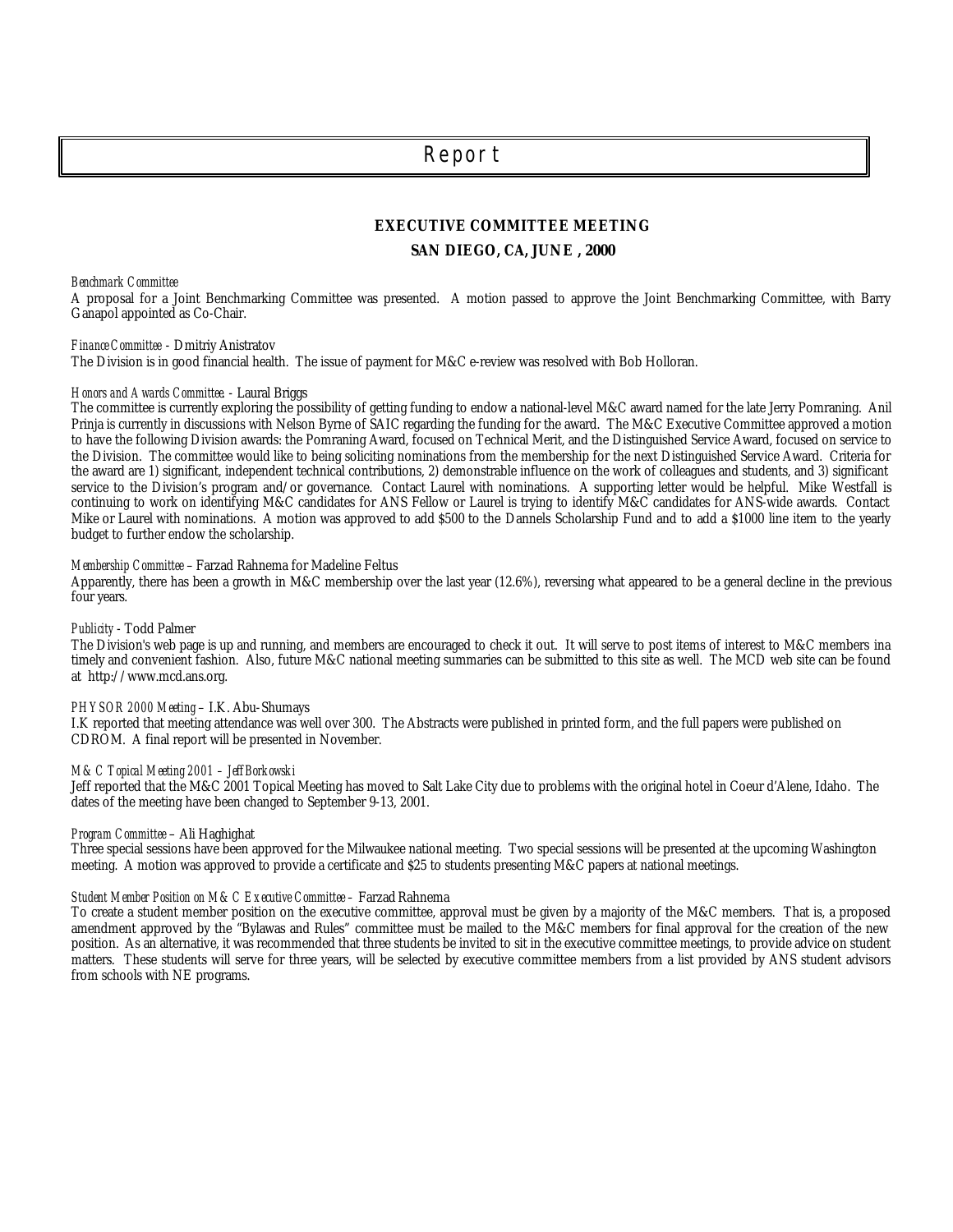# Report

## EXECUTIVE COMMITTEE MEETING

## SAN DIEGO, CA, JUNE , 2000

*Benchmark Committee*

A proposal for a Joint Benchmarking Committee was presented. A motion passed to approve the Joint Benchmarking Committee, with Barry Ganapol appointed as Co-Chair.

*Finance Committee* - Dmitriy Anistratov

The Division is in good financial health. The issue of payment for M&C e-review was resolved with Bob Holloran.

*Honors and Awards Committee* - Laural Briggs

The committee is currently exploring the possibility of getting funding to endow a national-level M&C award named for the late Jerry Pomraning. Anil Prinja is currently in discussions with Nelson Byrne of SAIC regarding the funding for the award. The M&C Executive Committee approved a motion to have the following Division awards: the Pomraning Award, focused on Technical Merit, and the Distinguished Service Award, focused on service to the Division. The committee would like to being soliciting nominations from the membership for the next Distinguished Service Award. Criteria for the award are 1) significant, independent technical contributions, 2) demonstrable influence on the work of colleagues and students, and 3) significant service to the Division's program and/or governance. Contact Laurel with nominations. A supporting letter would be helpful. Mike Westfall is continuing to work on identifying M&C candidates for ANS Fellow or Laurel is trying to identify M&C candidates for ANS-wide awards. Contact Mike or Laurel with nominations. A motion was approved to add $500 to the Dannels Scholarship Fund and to add a $1000 line item to the yearly budget to further endow the scholarship.

*Membership Committee* – Farzad Rahnema for Madeline Feltus

Apparently, there has been a growth in M&C membership over the last year (12.6%), reversing what appeared to be a general decline in the previous four years.

*Publicity* - Todd Palmer

The Division's web page is up and running, and members are encouraged to check it out. It will serve to post items of interest to M&C members ina timely and convenient fashion. Also, future M&C national meeting summaries can be submitted to this site as well. The MCD web site can be found at http://www.mcd.ans.org.

*PHYSOR 2000 Meeting* – I.K. Abu-Shumays

I.K reported that meeting attendance was well over 300. The Abstracts were published in printed form, and the full papers were published on CDROM. A final report will be presented in November.

*M&C Topical Meeting 2001 – Jeff Borkowski*

Jeff reported that the M&C 2001 Topical Meeting has moved to Salt Lake City due to problems with the original hotel in Coeur d'Alene, Idaho. The dates of the meeting have been changed to September 9-13, 2001.

*Program Committee* – Ali Haghighat

Three special sessions have been approved for the Milwaukee national meeting. Two special sessions will be presented at the upcoming Washington meeting. A motion was approved to provide a certificate and $25 to students presenting M&C papers at national meetings.

*Student Member Position on M&C Executive Committee* – Farzad Rahnema

To create a student member position on the executive committee, approval must be given by a majority of the M&C members. That is, a proposed amendment approved by the "Bylawas and Rules" committee must be mailed to the M&C members for final approval for the creation of the new position. As an alternative, it was recommended that three students be invited to sit in the executive committee meetings, to provide advice on student matters. These students will serve for three years, will be selected by executive committee members from a list provided by ANS student advisors from schools with NE programs.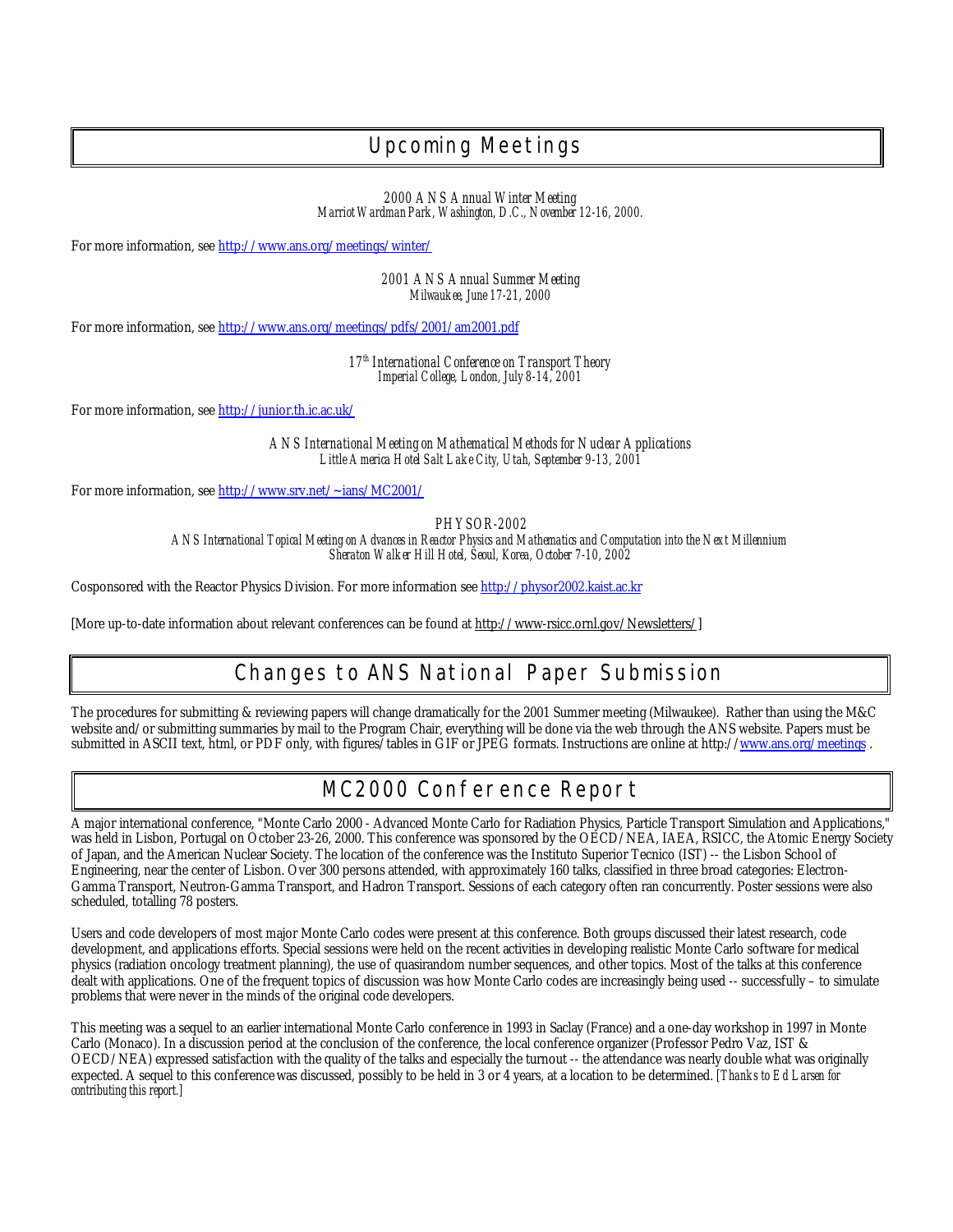# Upcoming Meetings

*2000 ANS Annual Winter Meeting*
*Marriot Wardman Park, Washington, D.C., November 12-16, 2000.*

For more information, see http://www.ans.org/meetings/winter/

*2001 ANS Annual Summer Meeting*
*Milwaukee, June 17-21, 2000*

For more information, see http://www.ans.org/meetings/pdfs/2001/am2001.pdf

*17th International Conference on Transport Theory*
*Imperial College, London, July 8-14, 2001*

For more information, see http://junior.th.ic.ac.uk/

*ANS International Meeting on Mathematical Methods for Nuclear Applications*
*Little America Hotel Salt Lake City, Utah, September 9-13, 2001*

For more information, see http://www.srv.net/~ians/MC2001/

*PHYSOR-2002*
*ANS International Topical Meeting on Advances in Reactor Physics and Mathematics and Computation into the Next Millennium*
*Sheraton Walker Hill Hotel, Seoul, Korea, October 7-10, 2002*

Cosponsored with the Reactor Physics Division. For more information see http://physor2002.kaist.ac.kr

[More up-to-date information about relevant conferences can be found at http://www-rsicc.ornl.gov/Newsletters/]

# Changes to ANS National Paper Submission

The procedures for submitting & reviewing papers will change dramatically for the 2001 Summer meeting (Milwaukee). Rather than using the M&C website and/or submitting summaries by mail to the Program Chair, everything will be done via the web through the ANS website. Papers must be submitted in ASCII text, html, or PDF only, with figures/tables in GIF or JPEG formats. Instructions are online at http://www.ans.org/meetings .

# MC2000 Conference Report

A major international conference, "Monte Carlo 2000 - Advanced Monte Carlo for Radiation Physics, Particle Transport Simulation and Applications," was held in Lisbon, Portugal on October 23-26, 2000. This conference was sponsored by the OECD/NEA, IAEA, RSICC, the Atomic Energy Society of Japan, and the American Nuclear Society. The location of the conference was the Instituto Superior Tecnico (IST) -- the Lisbon School of Engineering, near the center of Lisbon. Over 300 persons attended, with approximately 160 talks, classified in three broad categories: Electron-Gamma Transport, Neutron-Gamma Transport, and Hadron Transport. Sessions of each category often ran concurrently. Poster sessions were also scheduled, totalling 78 posters.

Users and code developers of most major Monte Carlo codes were present at this conference. Both groups discussed their latest research, code development, and applications efforts. Special sessions were held on the recent activities in developing realistic Monte Carlo software for medical physics (radiation oncology treatment planning), the use of quasirandom number sequences, and other topics. Most of the talks at this conference dealt with applications. One of the frequent topics of discussion was how Monte Carlo codes are increasingly being used -- successfully – to simulate problems that were never in the minds of the original code developers.

This meeting was a sequel to an earlier international Monte Carlo conference in 1993 in Saclay (France) and a one-day workshop in 1997 in Monte Carlo (Monaco). In a discussion period at the conclusion of the conference, the local conference organizer (Professor Pedro Vaz, IST & OECD/NEA) expressed satisfaction with the quality of the talks and especially the turnout -- the attendance was nearly double what was originally expected. A sequel to this conference was discussed, possibly to be held in 3 or 4 years, at a location to be determined. *[Thanks to Ed Larsen for contributing this report.]*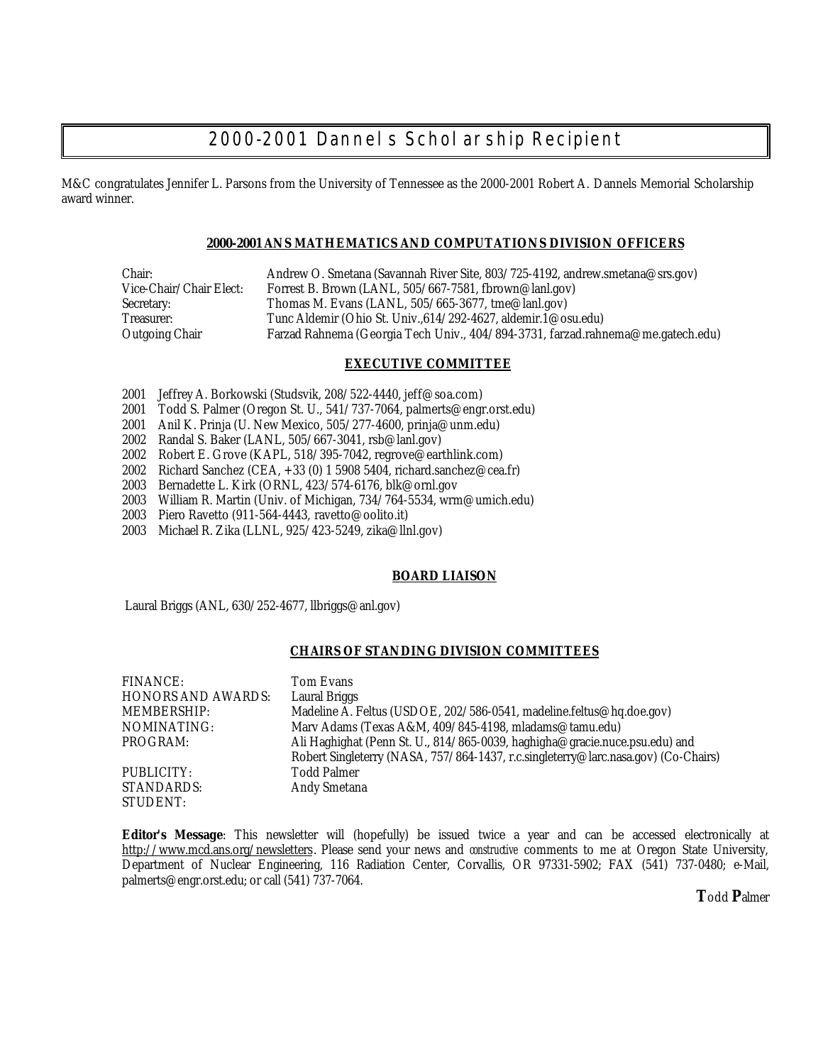# 2000-2001 Dannels Scholarship Recipient

M&C congratulates Jennifer L. Parsons from the University of Tennessee as the 2000-2001 Robert A. Dannels Memorial Scholarship award winner.

## 2000-2001 ANS MATHEMATICS AND COMPUTATIONS DIVISION OFFICERS

| | |
|---|---|
| Chair: | Andrew O. Smetana (Savannah River Site, 803/725-4192, andrew.smetana@srs.gov) |
| Vice-Chair/Chair Elect: | Forrest B. Brown (LANL, 505/667-7581, fbrown@lanl.gov) |
| Secretary: | Thomas M. Evans (LANL, 505/665-3677, tme@lanl.gov) |
| Treasurer: | Tunc Aldemir (Ohio St. Univ.,614/292-4627, aldemir.1@osu.edu) |
| Outgoing Chair | Farzad Rahnema (Georgia Tech Univ., 404/894-3731, farzad.rahnema@me.gatech.edu) |

## EXECUTIVE COMMITTEE

2001 Jeffrey A. Borkowski (Studsvik, 208/522-4440, jeff@soa.com)
2001 Todd S. Palmer (Oregon St. U., 541/737-7064, palmerts@engr.orst.edu)
2001 Anil K. Prinja (U. New Mexico, 505/277-4600, prinja@unm.edu)
2002 Randal S. Baker (LANL, 505/667-3041, rsb@lanl.gov)
2002 Robert E. Grove (KAPL, 518/395-7042, regrove@earthlink.com)
2002 Richard Sanchez (CEA, +33 (0) 1 5908 5404, richard.sanchez@cea.fr)
2003 Bernadette L. Kirk (ORNL, 423/574-6176, blk@ornl.gov
2003 William R. Martin (Univ. of Michigan, 734/764-5534, wrm@umich.edu)
2003 Piero Ravetto (911-564-4443, ravetto@oolito.it)
2003 Michael R. Zika (LLNL, 925/423-5249, zika@llnl.gov)

## BOARD LIAISON

Laural Briggs (ANL, 630/252-4677, llbriggs@anl.gov)

## CHAIRS OF STANDING DIVISION COMMITTEES

| | |
|---|---|
| FINANCE: | Tom Evans |
| HONORS AND AWARDS: | Laural Briggs |
| MEMBERSHIP: | Madeline A. Feltus (USDOE, 202/586-0541, madeline.feltus@hq.doe.gov) |
| NOMINATING: | Marv Adams (Texas A&M, 409/845-4198, mladams@tamu.edu) |
| PROGRAM: | Ali Haghighat (Penn St. U., 814/865-0039, haghigha@gracie.nuce.psu.edu) and Robert Singleterry (NASA, 757/864-1437, r.c.singleterry@larc.nasa.gov) (Co-Chairs) |
| PUBLICITY: | Todd Palmer |
| STANDARDS: | Andy Smetana |
| STUDENT: | |

**Editor's Message**: This newsletter will (hopefully) be issued twice a year and can be accessed electronically at http://www.mcd.ans.org/newsletters. Please send your news and *constructive* comments to me at Oregon State University, Department of Nuclear Engineering, 116 Radiation Center, Corvallis, OR 97331-5902; FAX (541) 737-0480; e-Mail, palmerts@engr.orst.edu; or call (541) 737-7064.

**T**odd **P**almer